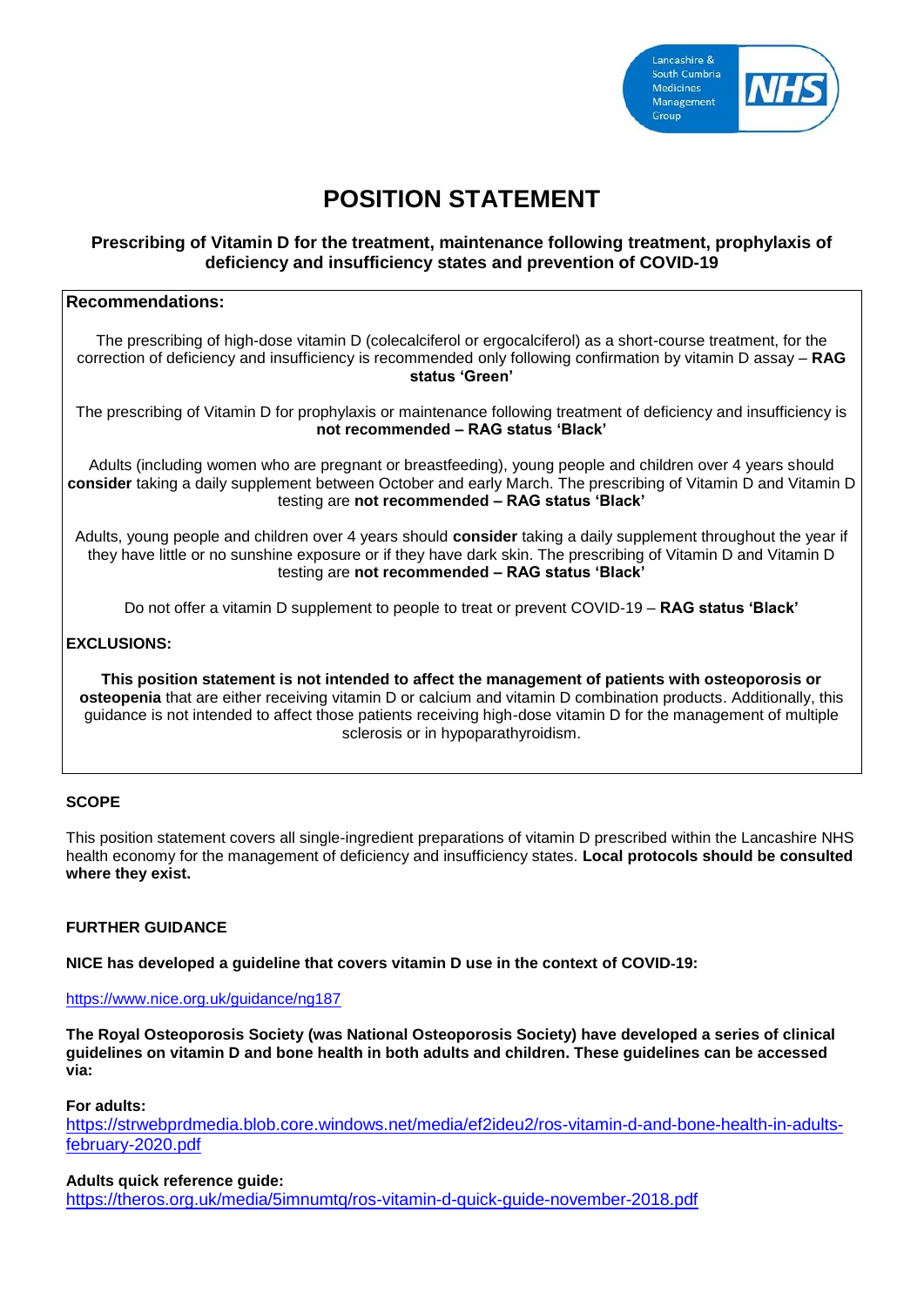# POSITION STATEMENT

### Prescribing of Vitamin D for the treatment, maintenance following treatment, prophylaxis of deficiency and insufficiency states and prevention of COVID-19

**Recommendations:**

The prescribing of high-dose vitamin D (colecalciferol or ergocalciferol) as a short-course treatment, for the correction of deficiency and insufficiency is recommended only following confirmation by vitamin D assay – **RAG status 'Green'**

The prescribing of Vitamin D for prophylaxis or maintenance following treatment of deficiency and insufficiency is **not recommended – RAG status 'Black'**

Adults (including women who are pregnant or breastfeeding), young people and children over 4 years should **consider** taking a daily supplement between October and early March. The prescribing of Vitamin D and Vitamin D testing are **not recommended – RAG status 'Black'**

Adults, young people and children over 4 years should **consider** taking a daily supplement throughout the year if they have little or no sunshine exposure or if they have dark skin. The prescribing of Vitamin D and Vitamin D testing are **not recommended – RAG status 'Black'**

Do not offer a vitamin D supplement to people to treat or prevent COVID-19 – **RAG status 'Black'**

**EXCLUSIONS:**

**This position statement is not intended to affect the management of patients with osteoporosis or osteopenia** that are either receiving vitamin D or calcium and vitamin D combination products. Additionally, this guidance is not intended to affect those patients receiving high-dose vitamin D for the management of multiple sclerosis or in hypoparathyroidism.

**SCOPE**

This position statement covers all single-ingredient preparations of vitamin D prescribed within the Lancashire NHS health economy for the management of deficiency and insufficiency states. **Local protocols should be consulted where they exist.**

**FURTHER GUIDANCE**

**NICE has developed a guideline that covers vitamin D use in the context of COVID-19:**

https://www.nice.org.uk/guidance/ng187

**The Royal Osteoporosis Society (was National Osteoporosis Society) have developed a series of clinical guidelines on vitamin D and bone health in both adults and children. These guidelines can be accessed via:**

**For adults:**
https://strwebprdmedia.blob.core.windows.net/media/ef2ideu2/ros-vitamin-d-and-bone-health-in-adults-february-2020.pdf

**Adults quick reference guide:**
https://theros.org.uk/media/5imnumtq/ros-vitamin-d-quick-guide-november-2018.pdf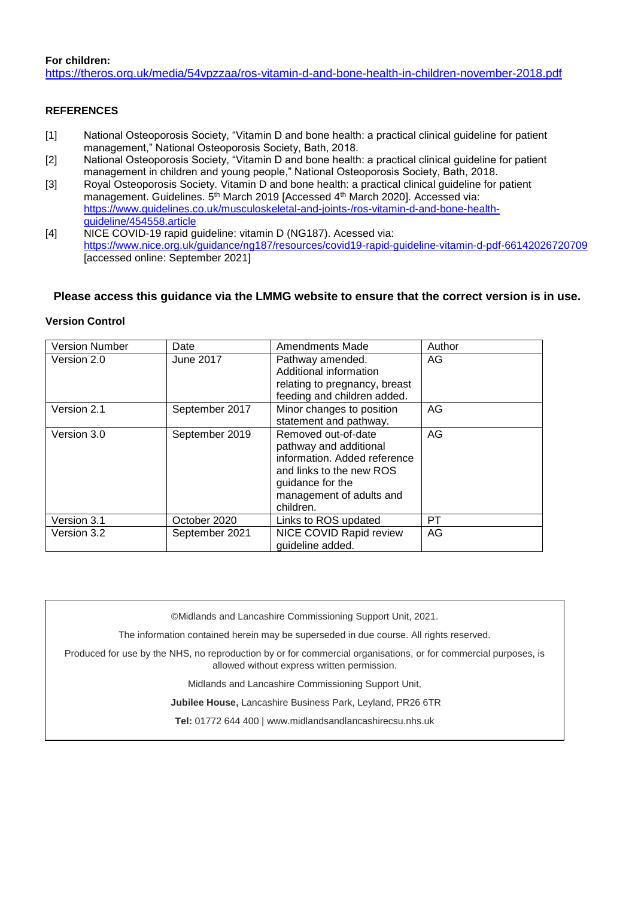**For children:**
https://theros.org.uk/media/54vpzzaa/ros-vitamin-d-and-bone-health-in-children-november-2018.pdf

**REFERENCES**

[1] National Osteoporosis Society, "Vitamin D and bone health: a practical clinical guideline for patient management," National Osteoporosis Society, Bath, 2018.

[2] National Osteoporosis Society, "Vitamin D and bone health: a practical clinical guideline for patient management in children and young people," National Osteoporosis Society, Bath, 2018.

[3] Royal Osteoporosis Society. Vitamin D and bone health: a practical clinical guideline for patient management. Guidelines. 5th March 2019 [Accessed 4th March 2020]. Accessed via: https://www.guidelines.co.uk/musculoskeletal-and-joints-/ros-vitamin-d-and-bone-health-guideline/454558.article

[4] NICE COVID-19 rapid guideline: vitamin D (NG187). Acessed via: https://www.nice.org.uk/guidance/ng187/resources/covid19-rapid-guideline-vitamin-d-pdf-66142026720709 [accessed online: September 2021]

**Please access this guidance via the LMMG website to ensure that the correct version is in use.**

**Version Control**

| Version Number | Date | Amendments Made | Author |
|---|---|---|---|
| Version 2.0 | June 2017 | Pathway amended. Additional information relating to pregnancy, breast feeding and children added. | AG |
| Version 2.1 | September 2017 | Minor changes to position statement and pathway. | AG |
| Version 3.0 | September 2019 | Removed out-of-date pathway and additional information. Added reference and links to the new ROS guidance for the management of adults and children. | AG |
| Version 3.1 | October 2020 | Links to ROS updated | PT |
| Version 3.2 | September 2021 | NICE COVID Rapid review guideline added. | AG |

©Midlands and Lancashire Commissioning Support Unit, 2021.

The information contained herein may be superseded in due course. All rights reserved.

Produced for use by the NHS, no reproduction by or for commercial organisations, or for commercial purposes, is allowed without express written permission.

Midlands and Lancashire Commissioning Support Unit,

**Jubilee House,** Lancashire Business Park, Leyland, PR26 6TR

**Tel:** 01772 644 400 | www.midlandsandlancashirecsu.nhs.uk